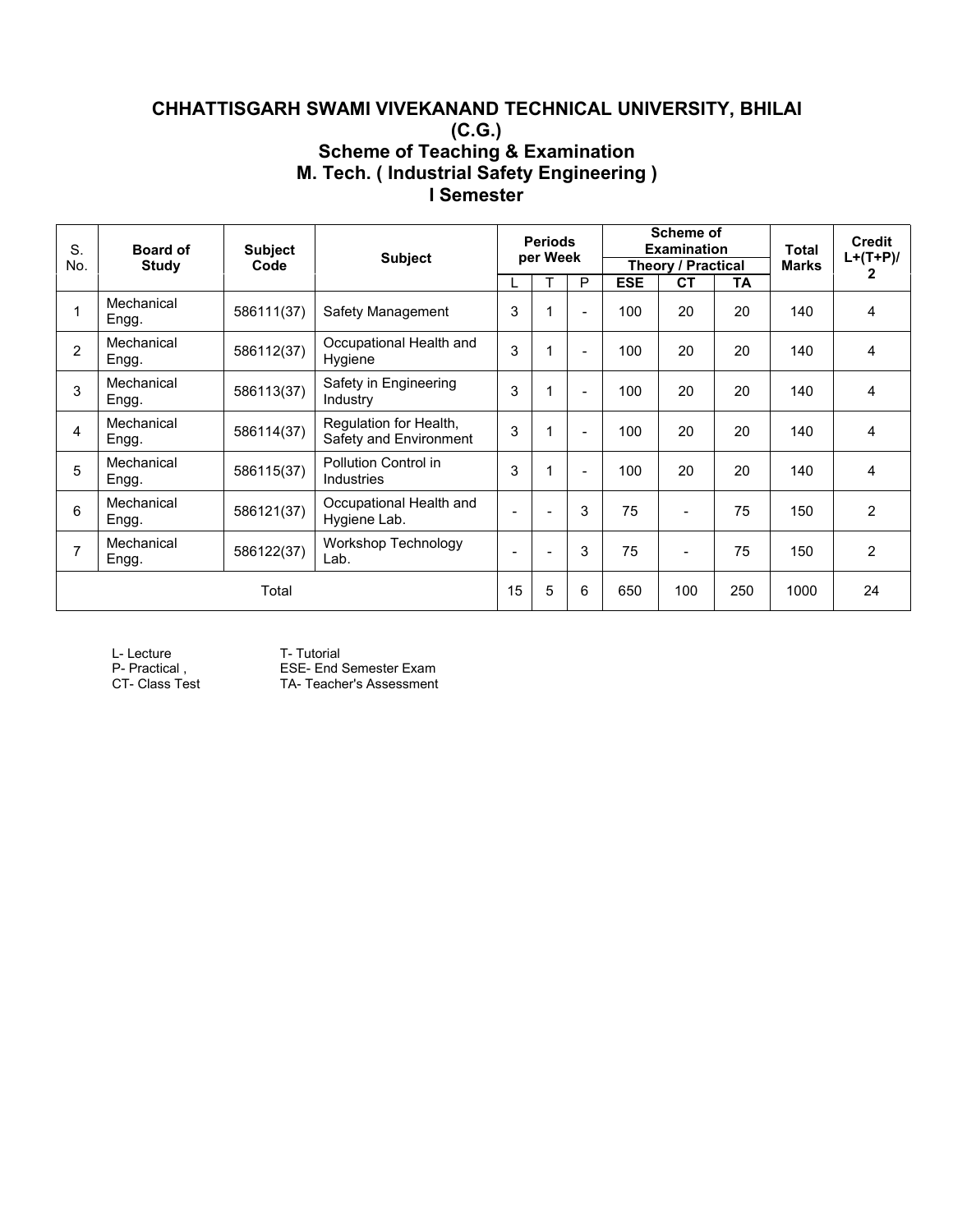# CHHATTISGARH SWAMI VIVEKANAND TECHNICAL UNIVERSITY, BHILAI (C.G.)

## Scheme of Teaching & Examination

## M. Tech. ( Industrial Safety Engineering )

## I Semester

| S. No. | Board of Study | Subject Code | Subject | Periods per Week | | | Scheme of Examination Theory / Practical | | | Total Marks | Credit L+(T+P)/2 |
|---|---|---|---|---|---|---|---|---|---|---|---|
| | | | | L | T | P | ESE | CT | TA | | |
| 1 | Mechanical Engg. | 586111(37) | Safety Management | 3 | 1 | - | 100 | 20 | 20 | 140 | 4 |
| 2 | Mechanical Engg. | 586112(37) | Occupational Health and Hygiene | 3 | 1 | - | 100 | 20 | 20 | 140 | 4 |
| 3 | Mechanical Engg. | 586113(37) | Safety in Engineering Industry | 3 | 1 | - | 100 | 20 | 20 | 140 | 4 |
| 4 | Mechanical Engg. | 586114(37) | Regulation for Health, Safety and Environment | 3 | 1 | - | 100 | 20 | 20 | 140 | 4 |
| 5 | Mechanical Engg. | 586115(37) | Pollution Control in Industries | 3 | 1 | - | 100 | 20 | 20 | 140 | 4 |
| 6 | Mechanical Engg. | 586121(37) | Occupational Health and Hygiene Lab. | - | - | 3 | 75 | - | 75 | 150 | 2 |
| 7 | Mechanical Engg. | 586122(37) | Workshop Technology Lab. | - | - | 3 | 75 | - | 75 | 150 | 2 |
| Total | | | | 15 | 5 | 6 | 650 | 100 | 250 | 1000 | 24 |

L- Lecture  T- Tutorial
P- Practical ,  ESE- End Semester Exam
CT- Class Test  TA- Teacher's Assessment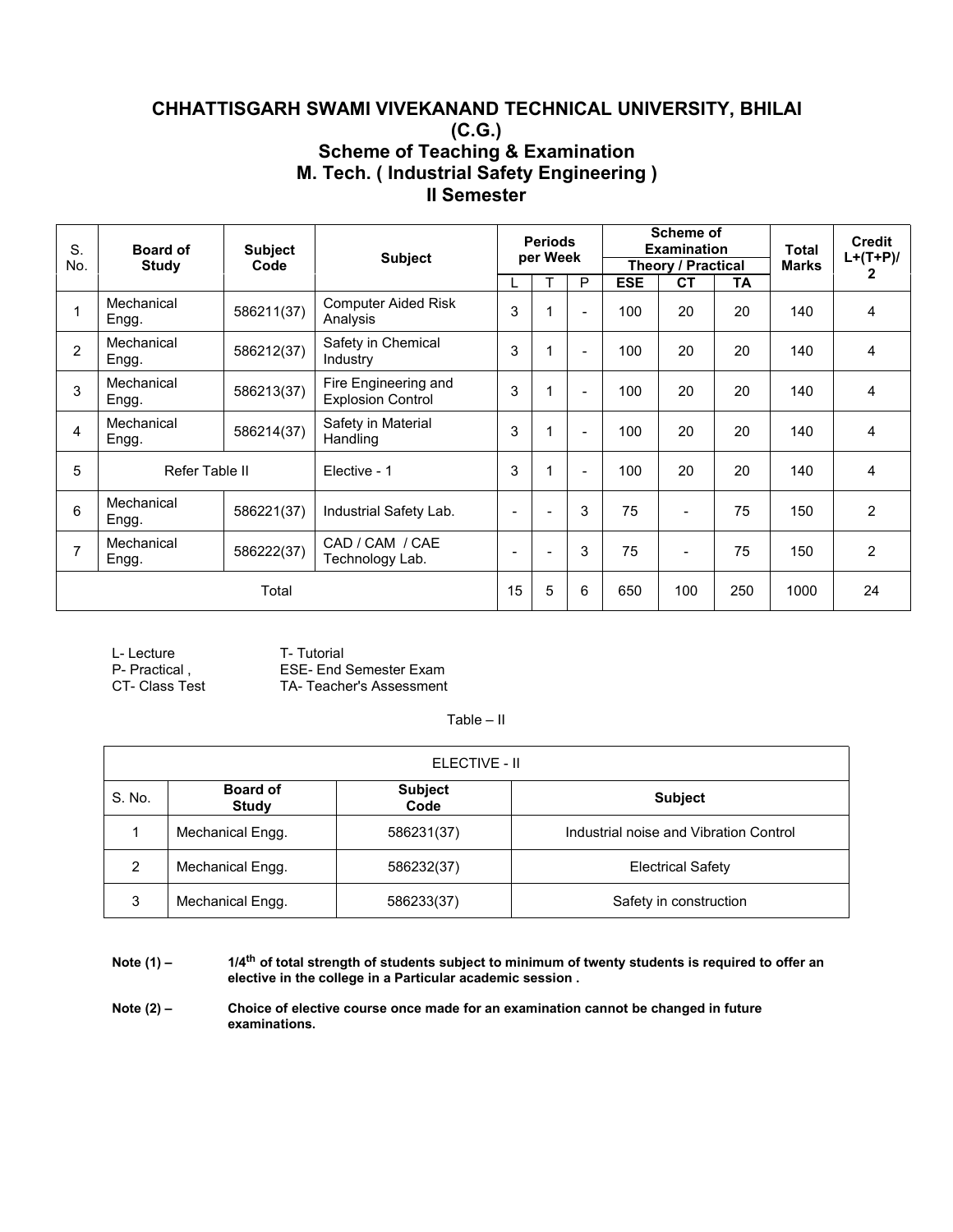# CHHATTISGARH SWAMI VIVEKANAND TECHNICAL UNIVERSITY, BHILAI (C.G.)

## Scheme of Teaching & Examination

## M. Tech. ( Industrial Safety Engineering )

## II Semester

| S. No. | Board of Study | Subject Code | Subject | Periods per Week | | | Scheme of Examination Theory / Practical | | | Total Marks | Credit L+(T+P)/2 |
|---|---|---|---|---|---|---|---|---|---|---|---|
| | | | | L | T | P | ESE | CT | TA | | |
| 1 | Mechanical Engg. | 586211(37) | Computer Aided Risk Analysis | 3 | 1 | - | 100 | 20 | 20 | 140 | 4 |
| 2 | Mechanical Engg. | 586212(37) | Safety in Chemical Industry | 3 | 1 | - | 100 | 20 | 20 | 140 | 4 |
| 3 | Mechanical Engg. | 586213(37) | Fire Engineering and Explosion Control | 3 | 1 | - | 100 | 20 | 20 | 140 | 4 |
| 4 | Mechanical Engg. | 586214(37) | Safety in Material Handling | 3 | 1 | - | 100 | 20 | 20 | 140 | 4 |
| 5 | Refer Table II | | Elective - 1 | 3 | 1 | - | 100 | 20 | 20 | 140 | 4 |
| 6 | Mechanical Engg. | 586221(37) | Industrial Safety Lab. | - | - | 3 | 75 | - | 75 | 150 | 2 |
| 7 | Mechanical Engg. | 586222(37) | CAD / CAM / CAE Technology Lab. | - | - | 3 | 75 | - | 75 | 150 | 2 |
| Total | | | | 15 | 5 | 6 | 650 | 100 | 250 | 1000 | 24 |

L- Lecture T- Tutorial
P- Practical , ESE- End Semester Exam
CT- Class Test TA- Teacher's Assessment

Table – II

| ELECTIVE - II | | | |
|---|---|---|---|
| S. No. | Board of Study | Subject Code | Subject |
| 1 | Mechanical Engg. | 586231(37) | Industrial noise and Vibration Control |
| 2 | Mechanical Engg. | 586232(37) | Electrical Safety |
| 3 | Mechanical Engg. | 586233(37) | Safety in construction |

**Note (1) –** **1/4$^{th}$ of total strength of students subject to minimum of twenty students is required to offer an elective in the college in a Particular academic session .**

**Note (2) –** **Choice of elective course once made for an examination cannot be changed in future examinations.**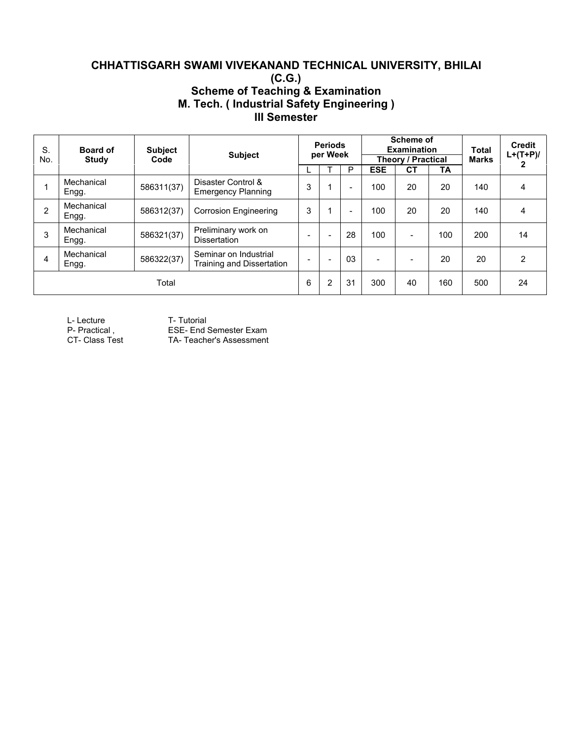## CHHATTISGARH SWAMI VIVEKANAND TECHNICAL UNIVERSITY, BHILAI (C.G.)

### Scheme of Teaching & Examination

### M. Tech. ( Industrial Safety Engineering )

### III Semester

| S. No. | Board of Study | Subject Code | Subject | Periods per Week | | | Scheme of Examination Theory / Practical | | | Total Marks | Credit L+(T+P)/2 |
|---|---|---|---|---|---|---|---|---|---|---|---|
| | | | | L | T | P | ESE | CT | TA | | |
| 1 | Mechanical Engg. | 586311(37) | Disaster Control & Emergency Planning | 3 | 1 | - | 100 | 20 | 20 | 140 | 4 |
| 2 | Mechanical Engg. | 586312(37) | Corrosion Engineering | 3 | 1 | - | 100 | 20 | 20 | 140 | 4 |
| 3 | Mechanical Engg. | 586321(37) | Preliminary work on Dissertation | - | - | 28 | 100 | - | 100 | 200 | 14 |
| 4 | Mechanical Engg. | 586322(37) | Seminar on Industrial Training and Dissertation | - | - | 03 | - | - | 20 | 20 | 2 |
| Total | | | | 6 | 2 | 31 | 300 | 40 | 160 | 500 | 24 |

L- Lecture T- Tutorial
P- Practical , ESE- End Semester Exam
CT- Class Test TA- Teacher's Assessment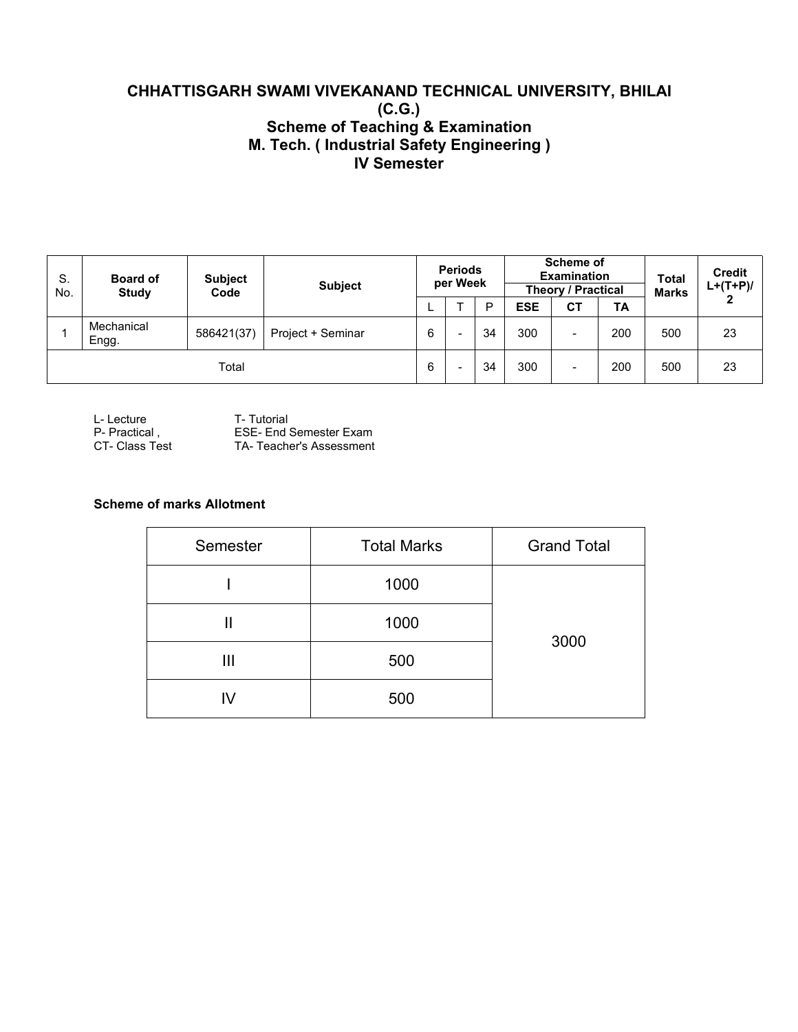# CHHATTISGARH SWAMI VIVEKANAND TECHNICAL UNIVERSITY, BHILAI (C.G.)

## Scheme of Teaching & Examination

## M. Tech. ( Industrial Safety Engineering )

## IV Semester

| S. No. | Board of Study | Subject Code | Subject | Periods per Week | | | Scheme of Examination Theory / Practical | | | Total Marks | Credit L+(T+P)/ 2 |
|---|---|---|---|---|---|---|---|---|---|---|---|
| | | | | L | T | P | ESE | CT | TA | | |
| 1 | Mechanical Engg. | 586421(37) | Project + Seminar | 6 | - | 34 | 300 | - | 200 | 500 | 23 |
| Total | | | | 6 | - | 34 | 300 | - | 200 | 500 | 23 |

L- Lecture T- Tutorial
P- Practical , ESE- End Semester Exam
CT- Class Test TA- Teacher's Assessment

**Scheme of marks Allotment**

| Semester | Total Marks | Grand Total |
|---|---|---|
| I | 1000 | 3000 |
| II | 1000 | |
| III | 500 | |
| IV | 500 | |